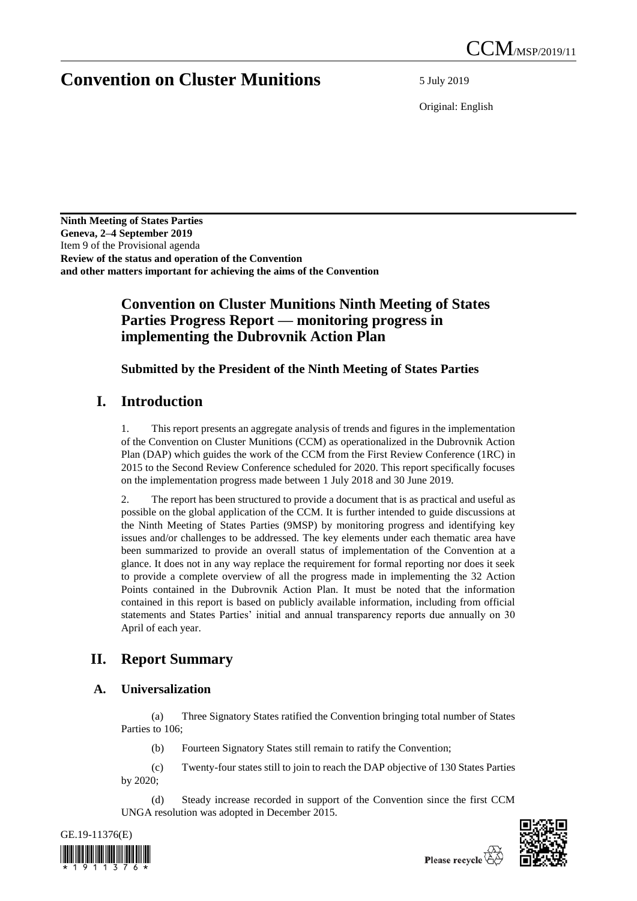# Convention on Cluster Munitions

CCM/MSP/2019/11

5 July 2019

Original: English

**Ninth Meeting of States Parties**
**Geneva, 2–4 September 2019**
Item 9 of the Provisional agenda
**Review of the status and operation of the Convention and other matters important for achieving the aims of the Convention**

## Convention on Cluster Munitions Ninth Meeting of States Parties Progress Report — monitoring progress in implementing the Dubrovnik Action Plan

### Submitted by the President of the Ninth Meeting of States Parties

## I. Introduction

1. This report presents an aggregate analysis of trends and figures in the implementation of the Convention on Cluster Munitions (CCM) as operationalized in the Dubrovnik Action Plan (DAP) which guides the work of the CCM from the First Review Conference (1RC) in 2015 to the Second Review Conference scheduled for 2020. This report specifically focuses on the implementation progress made between 1 July 2018 and 30 June 2019.

2. The report has been structured to provide a document that is as practical and useful as possible on the global application of the CCM. It is further intended to guide discussions at the Ninth Meeting of States Parties (9MSP) by monitoring progress and identifying key issues and/or challenges to be addressed. The key elements under each thematic area have been summarized to provide an overall status of implementation of the Convention at a glance. It does not in any way replace the requirement for formal reporting nor does it seek to provide a complete overview of all the progress made in implementing the 32 Action Points contained in the Dubrovnik Action Plan. It must be noted that the information contained in this report is based on publicly available information, including from official statements and States Parties' initial and annual transparency reports due annually on 30 April of each year.

## II. Report Summary

### A. Universalization

(a) Three Signatory States ratified the Convention bringing total number of States Parties to 106;

(b) Fourteen Signatory States still remain to ratify the Convention;

(c) Twenty-four states still to join to reach the DAP objective of 130 States Parties by 2020;

(d) Steady increase recorded in support of the Convention since the first CCM UNGA resolution was adopted in December 2015.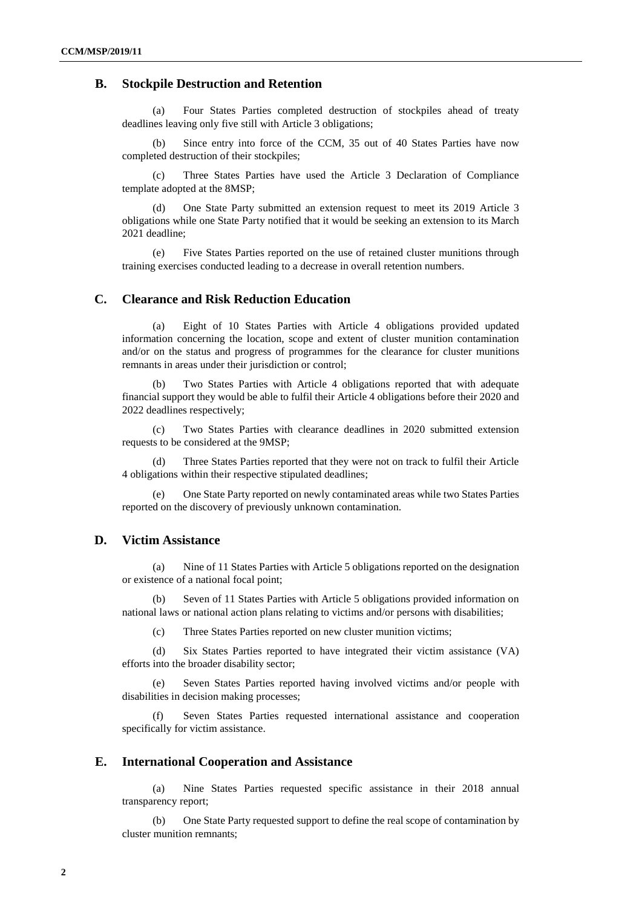## B. Stockpile Destruction and Retention

(a) Four States Parties completed destruction of stockpiles ahead of treaty deadlines leaving only five still with Article 3 obligations;

(b) Since entry into force of the CCM, 35 out of 40 States Parties have now completed destruction of their stockpiles;

(c) Three States Parties have used the Article 3 Declaration of Compliance template adopted at the 8MSP;

(d) One State Party submitted an extension request to meet its 2019 Article 3 obligations while one State Party notified that it would be seeking an extension to its March 2021 deadline;

(e) Five States Parties reported on the use of retained cluster munitions through training exercises conducted leading to a decrease in overall retention numbers.

## C. Clearance and Risk Reduction Education

(a) Eight of 10 States Parties with Article 4 obligations provided updated information concerning the location, scope and extent of cluster munition contamination and/or on the status and progress of programmes for the clearance for cluster munitions remnants in areas under their jurisdiction or control;

(b) Two States Parties with Article 4 obligations reported that with adequate financial support they would be able to fulfil their Article 4 obligations before their 2020 and 2022 deadlines respectively;

(c) Two States Parties with clearance deadlines in 2020 submitted extension requests to be considered at the 9MSP;

(d) Three States Parties reported that they were not on track to fulfil their Article 4 obligations within their respective stipulated deadlines;

(e) One State Party reported on newly contaminated areas while two States Parties reported on the discovery of previously unknown contamination.

## D. Victim Assistance

(a) Nine of 11 States Parties with Article 5 obligations reported on the designation or existence of a national focal point;

(b) Seven of 11 States Parties with Article 5 obligations provided information on national laws or national action plans relating to victims and/or persons with disabilities;

(c) Three States Parties reported on new cluster munition victims;

(d) Six States Parties reported to have integrated their victim assistance (VA) efforts into the broader disability sector;

(e) Seven States Parties reported having involved victims and/or people with disabilities in decision making processes;

(f) Seven States Parties requested international assistance and cooperation specifically for victim assistance.

## E. International Cooperation and Assistance

(a) Nine States Parties requested specific assistance in their 2018 annual transparency report;

(b) One State Party requested support to define the real scope of contamination by cluster munition remnants;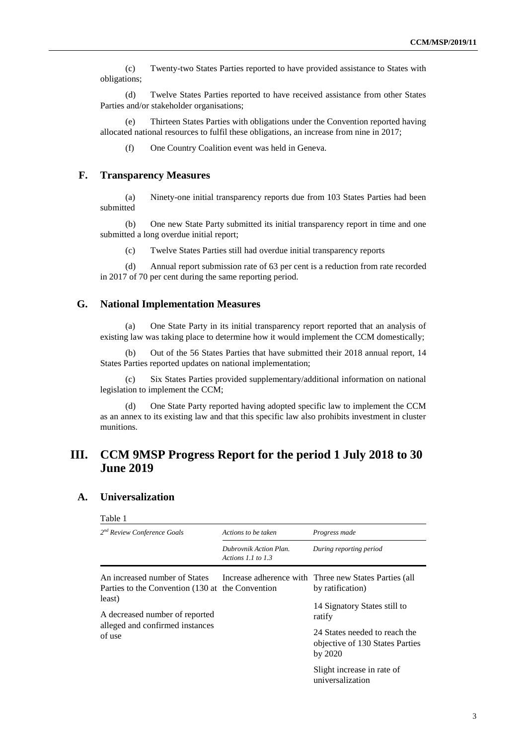(c) Twenty-two States Parties reported to have provided assistance to States with obligations;

(d) Twelve States Parties reported to have received assistance from other States Parties and/or stakeholder organisations;

(e) Thirteen States Parties with obligations under the Convention reported having allocated national resources to fulfil these obligations, an increase from nine in 2017;

(f) One Country Coalition event was held in Geneva.

### F. Transparency Measures

(a) Ninety-one initial transparency reports due from 103 States Parties had been submitted

(b) One new State Party submitted its initial transparency report in time and one submitted a long overdue initial report;

(c) Twelve States Parties still had overdue initial transparency reports

(d) Annual report submission rate of 63 per cent is a reduction from rate recorded in 2017 of 70 per cent during the same reporting period.

### G. National Implementation Measures

(a) One State Party in its initial transparency report reported that an analysis of existing law was taking place to determine how it would implement the CCM domestically;

(b) Out of the 56 States Parties that have submitted their 2018 annual report, 14 States Parties reported updates on national implementation;

(c) Six States Parties provided supplementary/additional information on national legislation to implement the CCM;

(d) One State Party reported having adopted specific law to implement the CCM as an annex to its existing law and that this specific law also prohibits investment in cluster munitions.

## III. CCM 9MSP Progress Report for the period 1 July 2018 to 30 June 2019

### A. Universalization

Table 1

| *2nd Review Conference Goals* | *Actions to be taken* | *Progress made* |
|---|---|---|
| | *Dubrovnik Action Plan. Actions 1.1 to 1.3* | *During reporting period* |
| An increased number of States Parties to the Convention (130 at least)<br><br>A decreased number of reported alleged and confirmed instances of use | Increase adherence with the Convention | Three new States Parties (all by ratification)<br><br>14 Signatory States still to ratify<br><br>24 States needed to reach the objective of 130 States Parties by 2020<br><br>Slight increase in rate of universalization |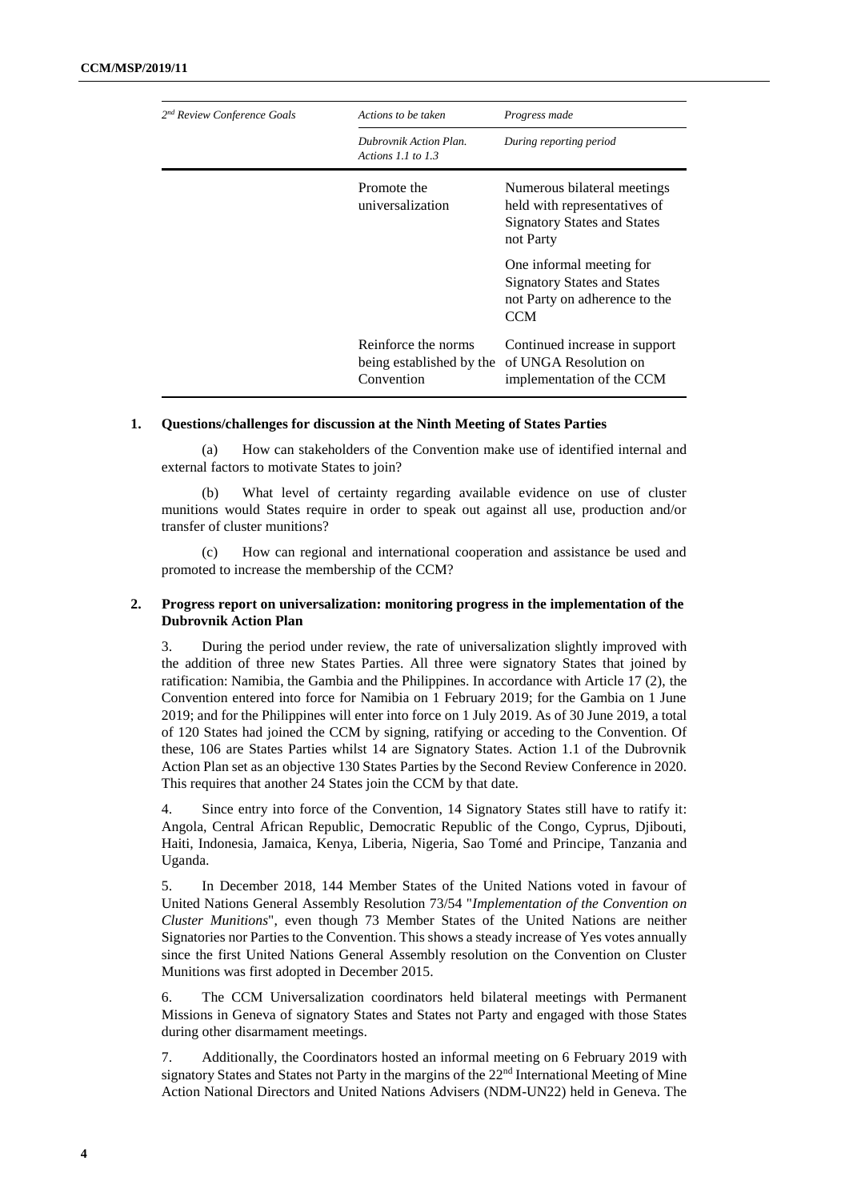| *2nd Review Conference Goals* | *Actions to be taken* | *Progress made* |
|---|---|---|
| | *Dubrovnik Action Plan. Actions 1.1 to 1.3* | *During reporting period* |
| | Promote the universalization | Numerous bilateral meetings held with representatives of Signatory States and States not Party |
| | | One informal meeting for Signatory States and States not Party on adherence to the CCM |
| | Reinforce the norms being established by the Convention | Continued increase in support of UNGA Resolution on implementation of the CCM |

## 1. Questions/challenges for discussion at the Ninth Meeting of States Parties

(a) How can stakeholders of the Convention make use of identified internal and external factors to motivate States to join?

(b) What level of certainty regarding available evidence on use of cluster munitions would States require in order to speak out against all use, production and/or transfer of cluster munitions?

(c) How can regional and international cooperation and assistance be used and promoted to increase the membership of the CCM?

## 2. Progress report on universalization: monitoring progress in the implementation of the Dubrovnik Action Plan

3. During the period under review, the rate of universalization slightly improved with the addition of three new States Parties. All three were signatory States that joined by ratification: Namibia, the Gambia and the Philippines. In accordance with Article 17 (2), the Convention entered into force for Namibia on 1 February 2019; for the Gambia on 1 June 2019; and for the Philippines will enter into force on 1 July 2019. As of 30 June 2019, a total of 120 States had joined the CCM by signing, ratifying or acceding to the Convention. Of these, 106 are States Parties whilst 14 are Signatory States. Action 1.1 of the Dubrovnik Action Plan set as an objective 130 States Parties by the Second Review Conference in 2020. This requires that another 24 States join the CCM by that date.

4. Since entry into force of the Convention, 14 Signatory States still have to ratify it: Angola, Central African Republic, Democratic Republic of the Congo, Cyprus, Djibouti, Haiti, Indonesia, Jamaica, Kenya, Liberia, Nigeria, Sao Tomé and Principe, Tanzania and Uganda.

5. In December 2018, 144 Member States of the United Nations voted in favour of United Nations General Assembly Resolution 73/54 "*Implementation of the Convention on Cluster Munitions*", even though 73 Member States of the United Nations are neither Signatories nor Parties to the Convention. This shows a steady increase of Yes votes annually since the first United Nations General Assembly resolution on the Convention on Cluster Munitions was first adopted in December 2015.

6. The CCM Universalization coordinators held bilateral meetings with Permanent Missions in Geneva of signatory States and States not Party and engaged with those States during other disarmament meetings.

7. Additionally, the Coordinators hosted an informal meeting on 6 February 2019 with signatory States and States not Party in the margins of the 22nd International Meeting of Mine Action National Directors and United Nations Advisers (NDM-UN22) held in Geneva. The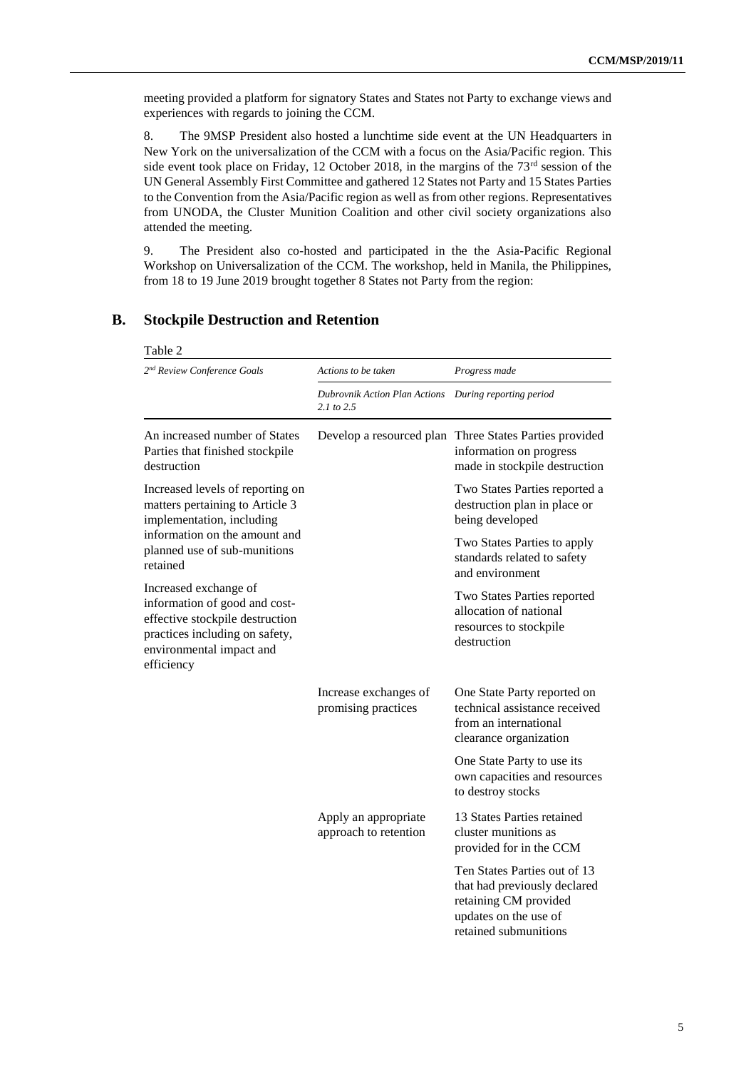meeting provided a platform for signatory States and States not Party to exchange views and experiences with regards to joining the CCM.

8. The 9MSP President also hosted a lunchtime side event at the UN Headquarters in New York on the universalization of the CCM with a focus on the Asia/Pacific region. This side event took place on Friday, 12 October 2018, in the margins of the 73rd session of the UN General Assembly First Committee and gathered 12 States not Party and 15 States Parties to the Convention from the Asia/Pacific region as well as from other regions. Representatives from UNODA, the Cluster Munition Coalition and other civil society organizations also attended the meeting.

9. The President also co-hosted and participated in the the Asia-Pacific Regional Workshop on Universalization of the CCM. The workshop, held in Manila, the Philippines, from 18 to 19 June 2019 brought together 8 States not Party from the region:

## B. Stockpile Destruction and Retention

Table 2

| *2nd Review Conference Goals* | *Actions to be taken* | *Progress made* |
|---|---|---|
| | *Dubrovnik Action Plan Actions 2.1 to 2.5* | *During reporting period* |
| An increased number of States Parties that finished stockpile destruction | Develop a resourced plan | Three States Parties provided information on progress made in stockpile destruction |
| Increased levels of reporting on matters pertaining to Article 3 implementation, including information on the amount and planned use of sub-munitions retained | | Two States Parties reported a destruction plan in place or being developed |
| | | Two States Parties to apply standards related to safety and environment |
| Increased exchange of information of good and cost-effective stockpile destruction practices including on safety, environmental impact and efficiency | | Two States Parties reported allocation of national resources to stockpile destruction |
| | Increase exchanges of promising practices | One State Party reported on technical assistance received from an international clearance organization |
| | | One State Party to use its own capacities and resources to destroy stocks |
| | Apply an appropriate approach to retention | 13 States Parties retained cluster munitions as provided for in the CCM |
| | | Ten States Parties out of 13 that had previously declared retaining CM provided updates on the use of retained submunitions |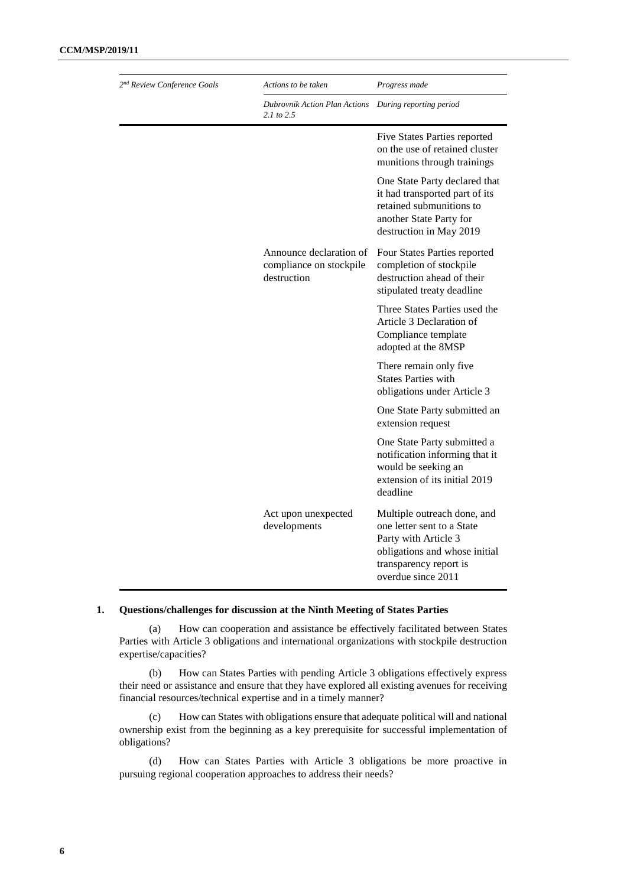| *2nd Review Conference Goals* | *Actions to be taken* | *Progress made* |
|---|---|---|
| | *Dubrovnik Action Plan Actions 2.1 to 2.5* | *During reporting period* |
| | | Five States Parties reported on the use of retained cluster munitions through trainings |
| | | One State Party declared that it had transported part of its retained submunitions to another State Party for destruction in May 2019 |
| | Announce declaration of compliance on stockpile destruction | Four States Parties reported completion of stockpile destruction ahead of their stipulated treaty deadline |
| | | Three States Parties used the Article 3 Declaration of Compliance template adopted at the 8MSP |
| | | There remain only five States Parties with obligations under Article 3 |
| | | One State Party submitted an extension request |
| | | One State Party submitted a notification informing that it would be seeking an extension of its initial 2019 deadline |
| | Act upon unexpected developments | Multiple outreach done, and one letter sent to a State Party with Article 3 obligations and whose initial transparency report is overdue since 2011 |

**1. Questions/challenges for discussion at the Ninth Meeting of States Parties**

(a) How can cooperation and assistance be effectively facilitated between States Parties with Article 3 obligations and international organizations with stockpile destruction expertise/capacities?

(b) How can States Parties with pending Article 3 obligations effectively express their need or assistance and ensure that they have explored all existing avenues for receiving financial resources/technical expertise and in a timely manner?

(c) How can States with obligations ensure that adequate political will and national ownership exist from the beginning as a key prerequisite for successful implementation of obligations?

(d) How can States Parties with Article 3 obligations be more proactive in pursuing regional cooperation approaches to address their needs?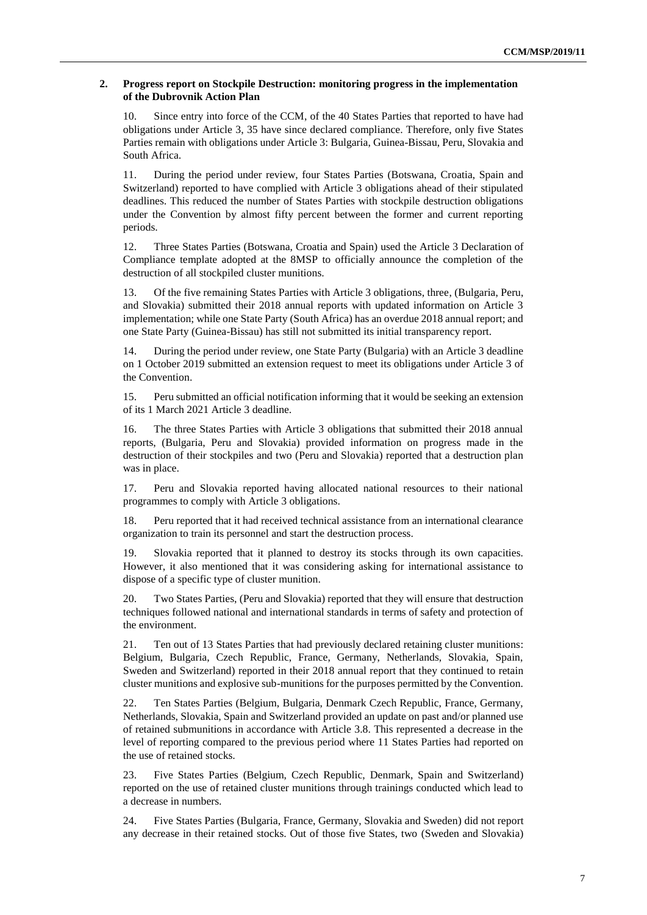## 2. Progress report on Stockpile Destruction: monitoring progress in the implementation of the Dubrovnik Action Plan

10. Since entry into force of the CCM, of the 40 States Parties that reported to have had obligations under Article 3, 35 have since declared compliance. Therefore, only five States Parties remain with obligations under Article 3: Bulgaria, Guinea-Bissau, Peru, Slovakia and South Africa.

11. During the period under review, four States Parties (Botswana, Croatia, Spain and Switzerland) reported to have complied with Article 3 obligations ahead of their stipulated deadlines. This reduced the number of States Parties with stockpile destruction obligations under the Convention by almost fifty percent between the former and current reporting periods.

12. Three States Parties (Botswana, Croatia and Spain) used the Article 3 Declaration of Compliance template adopted at the 8MSP to officially announce the completion of the destruction of all stockpiled cluster munitions.

13. Of the five remaining States Parties with Article 3 obligations, three, (Bulgaria, Peru, and Slovakia) submitted their 2018 annual reports with updated information on Article 3 implementation; while one State Party (South Africa) has an overdue 2018 annual report; and one State Party (Guinea-Bissau) has still not submitted its initial transparency report.

14. During the period under review, one State Party (Bulgaria) with an Article 3 deadline on 1 October 2019 submitted an extension request to meet its obligations under Article 3 of the Convention.

15. Peru submitted an official notification informing that it would be seeking an extension of its 1 March 2021 Article 3 deadline.

16. The three States Parties with Article 3 obligations that submitted their 2018 annual reports, (Bulgaria, Peru and Slovakia) provided information on progress made in the destruction of their stockpiles and two (Peru and Slovakia) reported that a destruction plan was in place.

17. Peru and Slovakia reported having allocated national resources to their national programmes to comply with Article 3 obligations.

18. Peru reported that it had received technical assistance from an international clearance organization to train its personnel and start the destruction process.

19. Slovakia reported that it planned to destroy its stocks through its own capacities. However, it also mentioned that it was considering asking for international assistance to dispose of a specific type of cluster munition.

20. Two States Parties, (Peru and Slovakia) reported that they will ensure that destruction techniques followed national and international standards in terms of safety and protection of the environment.

21. Ten out of 13 States Parties that had previously declared retaining cluster munitions: Belgium, Bulgaria, Czech Republic, France, Germany, Netherlands, Slovakia, Spain, Sweden and Switzerland) reported in their 2018 annual report that they continued to retain cluster munitions and explosive sub-munitions for the purposes permitted by the Convention.

22. Ten States Parties (Belgium, Bulgaria, Denmark Czech Republic, France, Germany, Netherlands, Slovakia, Spain and Switzerland provided an update on past and/or planned use of retained submunitions in accordance with Article 3.8. This represented a decrease in the level of reporting compared to the previous period where 11 States Parties had reported on the use of retained stocks.

23. Five States Parties (Belgium, Czech Republic, Denmark, Spain and Switzerland) reported on the use of retained cluster munitions through trainings conducted which lead to a decrease in numbers.

24. Five States Parties (Bulgaria, France, Germany, Slovakia and Sweden) did not report any decrease in their retained stocks. Out of those five States, two (Sweden and Slovakia)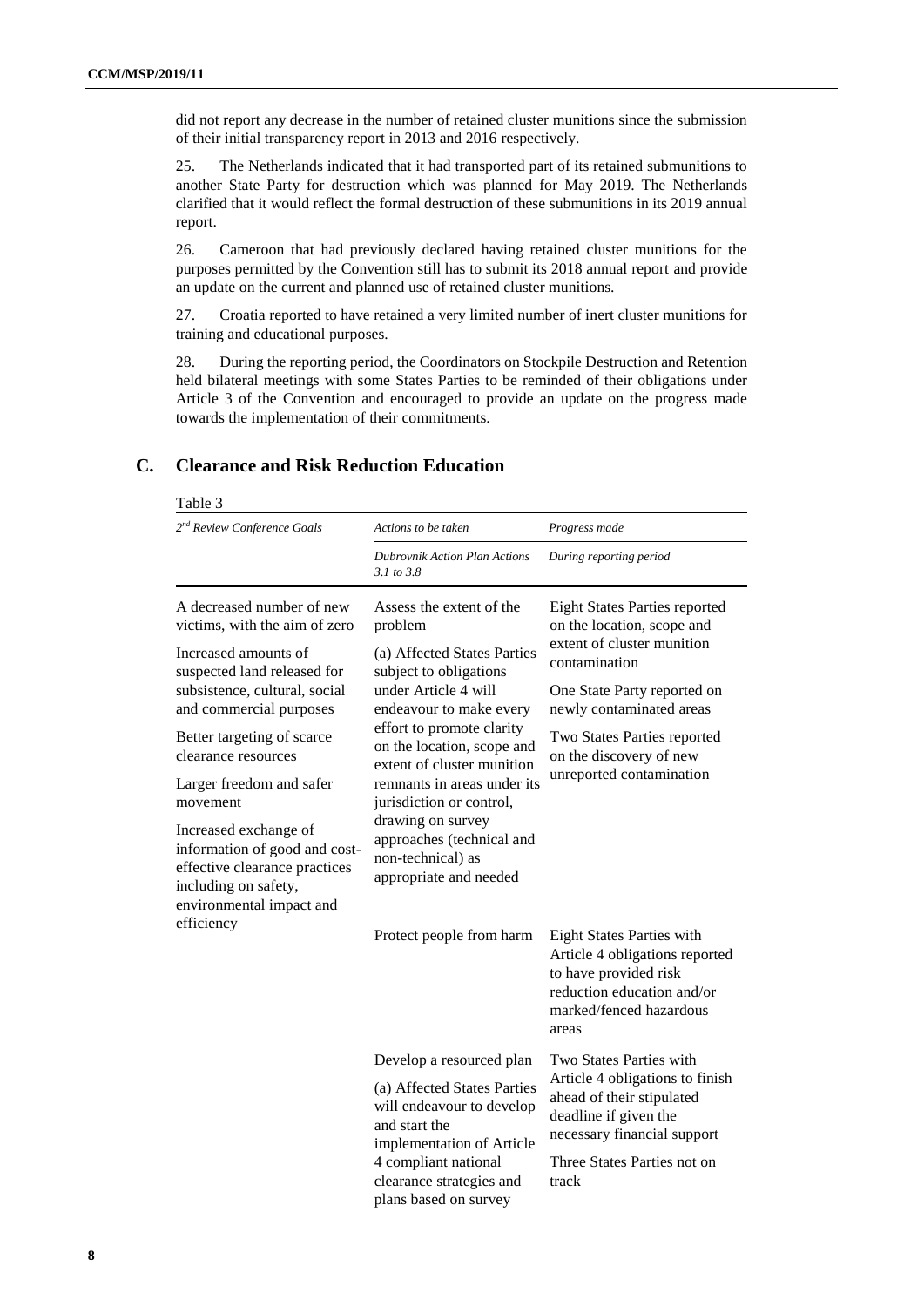did not report any decrease in the number of retained cluster munitions since the submission of their initial transparency report in 2013 and 2016 respectively.

25. The Netherlands indicated that it had transported part of its retained submunitions to another State Party for destruction which was planned for May 2019. The Netherlands clarified that it would reflect the formal destruction of these submunitions in its 2019 annual report.

26. Cameroon that had previously declared having retained cluster munitions for the purposes permitted by the Convention still has to submit its 2018 annual report and provide an update on the current and planned use of retained cluster munitions.

27. Croatia reported to have retained a very limited number of inert cluster munitions for training and educational purposes.

28. During the reporting period, the Coordinators on Stockpile Destruction and Retention held bilateral meetings with some States Parties to be reminded of their obligations under Article 3 of the Convention and encouraged to provide an update on the progress made towards the implementation of their commitments.

## C. Clearance and Risk Reduction Education

Table 3

| *2nd Review Conference Goals* | *Actions to be taken* | *Progress made* |
|---|---|---|
| | *Dubrovnik Action Plan Actions 3.1 to 3.8* | *During reporting period* |
| A decreased number of new victims, with the aim of zero<br><br>Increased amounts of suspected land released for subsistence, cultural, social and commercial purposes<br><br>Better targeting of scarce clearance resources<br><br>Larger freedom and safer movement<br><br>Increased exchange of information of good and cost-effective clearance practices including on safety, environmental impact and efficiency | Assess the extent of the problem<br><br>(a) Affected States Parties subject to obligations under Article 4 will endeavour to make every effort to promote clarity on the location, scope and extent of cluster munition remnants in areas under its jurisdiction or control, drawing on survey approaches (technical and non-technical) as appropriate and needed | Eight States Parties reported on the location, scope and extent of cluster munition contamination<br><br>One State Party reported on newly contaminated areas<br><br>Two States Parties reported on the discovery of new unreported contamination |
| | Protect people from harm | Eight States Parties with Article 4 obligations reported to have provided risk reduction education and/or marked/fenced hazardous areas |
| | Develop a resourced plan<br><br>(a) Affected States Parties will endeavour to develop and start the implementation of Article 4 compliant national clearance strategies and plans based on survey | Two States Parties with Article 4 obligations to finish ahead of their stipulated deadline if given the necessary financial support<br><br>Three States Parties not on track |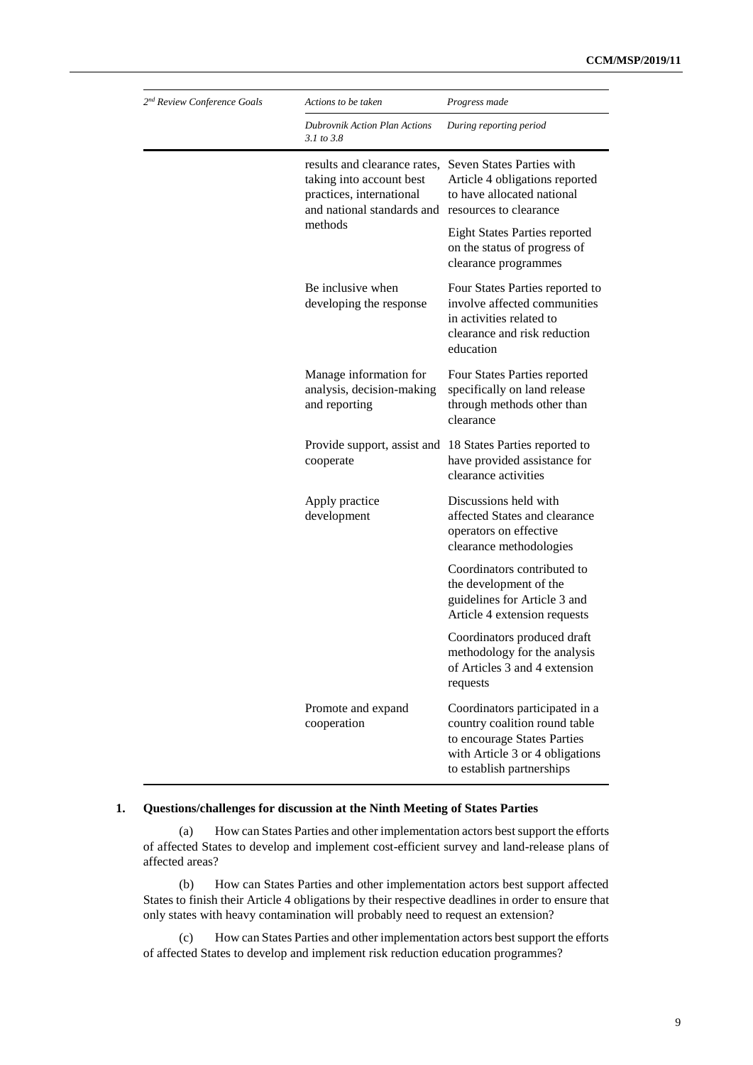| 2[nd] Review Conference Goals | Actions to be taken | Progress made |
|---|---|---|
| | *Dubrovnik Action Plan Actions 3.1 to 3.8* | *During reporting period* |
| | results and clearance rates, taking into account best practices, international and national standards and methods | Seven States Parties with Article 4 obligations reported to have allocated national resources to clearance |
| | | Eight States Parties reported on the status of progress of clearance programmes |
| | Be inclusive when developing the response | Four States Parties reported to involve affected communities in activities related to clearance and risk reduction education |
| | Manage information for analysis, decision-making and reporting | Four States Parties reported specifically on land release through methods other than clearance |
| | Provide support, assist and cooperate | 18 States Parties reported to have provided assistance for clearance activities |
| | Apply practice development | Discussions held with affected States and clearance operators on effective clearance methodologies |
| | | Coordinators contributed to the development of the guidelines for Article 3 and Article 4 extension requests |
| | | Coordinators produced draft methodology for the analysis of Articles 3 and 4 extension requests |
| | Promote and expand cooperation | Coordinators participated in a country coalition round table to encourage States Parties with Article 3 or 4 obligations to establish partnerships |

### 1. Questions/challenges for discussion at the Ninth Meeting of States Parties

(a) How can States Parties and other implementation actors best support the efforts of affected States to develop and implement cost-efficient survey and land-release plans of affected areas?

(b) How can States Parties and other implementation actors best support affected States to finish their Article 4 obligations by their respective deadlines in order to ensure that only states with heavy contamination will probably need to request an extension?

(c) How can States Parties and other implementation actors best support the efforts of affected States to develop and implement risk reduction education programmes?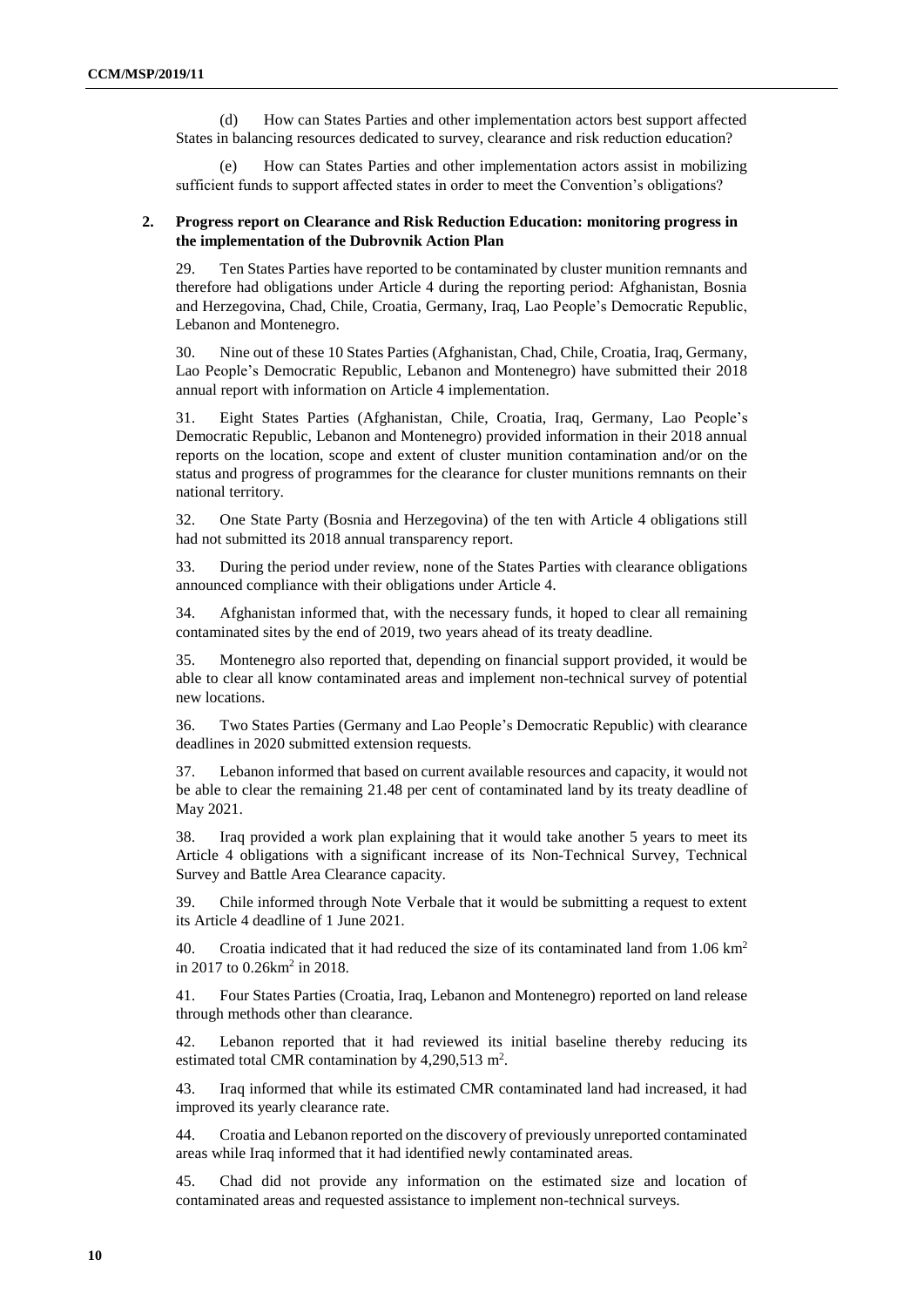(d) How can States Parties and other implementation actors best support affected States in balancing resources dedicated to survey, clearance and risk reduction education?

(e) How can States Parties and other implementation actors assist in mobilizing sufficient funds to support affected states in order to meet the Convention's obligations?

### 2. Progress report on Clearance and Risk Reduction Education: monitoring progress in the implementation of the Dubrovnik Action Plan

29. Ten States Parties have reported to be contaminated by cluster munition remnants and therefore had obligations under Article 4 during the reporting period: Afghanistan, Bosnia and Herzegovina, Chad, Chile, Croatia, Germany, Iraq, Lao People's Democratic Republic, Lebanon and Montenegro.

30. Nine out of these 10 States Parties (Afghanistan, Chad, Chile, Croatia, Iraq, Germany, Lao People's Democratic Republic, Lebanon and Montenegro) have submitted their 2018 annual report with information on Article 4 implementation.

31. Eight States Parties (Afghanistan, Chile, Croatia, Iraq, Germany, Lao People's Democratic Republic, Lebanon and Montenegro) provided information in their 2018 annual reports on the location, scope and extent of cluster munition contamination and/or on the status and progress of programmes for the clearance for cluster munitions remnants on their national territory.

32. One State Party (Bosnia and Herzegovina) of the ten with Article 4 obligations still had not submitted its 2018 annual transparency report.

33. During the period under review, none of the States Parties with clearance obligations announced compliance with their obligations under Article 4.

34. Afghanistan informed that, with the necessary funds, it hoped to clear all remaining contaminated sites by the end of 2019, two years ahead of its treaty deadline.

35. Montenegro also reported that, depending on financial support provided, it would be able to clear all know contaminated areas and implement non-technical survey of potential new locations.

36. Two States Parties (Germany and Lao People's Democratic Republic) with clearance deadlines in 2020 submitted extension requests.

37. Lebanon informed that based on current available resources and capacity, it would not be able to clear the remaining 21.48 per cent of contaminated land by its treaty deadline of May 2021.

38. Iraq provided a work plan explaining that it would take another 5 years to meet its Article 4 obligations with a significant increase of its Non-Technical Survey, Technical Survey and Battle Area Clearance capacity.

39. Chile informed through Note Verbale that it would be submitting a request to extent its Article 4 deadline of 1 June 2021.

40. Croatia indicated that it had reduced the size of its contaminated land from 1.06 $km^2$ in 2017 to 0.26$km^2$ in 2018.

41. Four States Parties (Croatia, Iraq, Lebanon and Montenegro) reported on land release through methods other than clearance.

42. Lebanon reported that it had reviewed its initial baseline thereby reducing its estimated total CMR contamination by 4,290,513 $m^2$.

43. Iraq informed that while its estimated CMR contaminated land had increased, it had improved its yearly clearance rate.

44. Croatia and Lebanon reported on the discovery of previously unreported contaminated areas while Iraq informed that it had identified newly contaminated areas.

45. Chad did not provide any information on the estimated size and location of contaminated areas and requested assistance to implement non-technical surveys.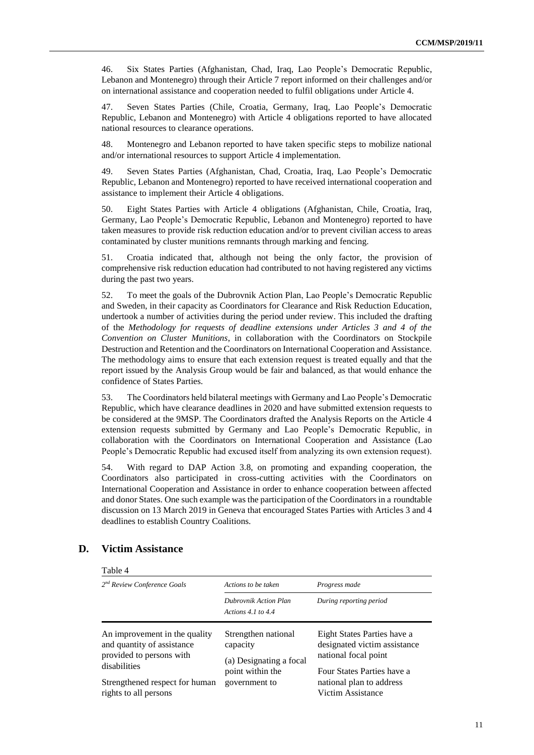46. Six States Parties (Afghanistan, Chad, Iraq, Lao People's Democratic Republic, Lebanon and Montenegro) through their Article 7 report informed on their challenges and/or on international assistance and cooperation needed to fulfil obligations under Article 4.

47. Seven States Parties (Chile, Croatia, Germany, Iraq, Lao People's Democratic Republic, Lebanon and Montenegro) with Article 4 obligations reported to have allocated national resources to clearance operations.

48. Montenegro and Lebanon reported to have taken specific steps to mobilize national and/or international resources to support Article 4 implementation.

49. Seven States Parties (Afghanistan, Chad, Croatia, Iraq, Lao People's Democratic Republic, Lebanon and Montenegro) reported to have received international cooperation and assistance to implement their Article 4 obligations.

50. Eight States Parties with Article 4 obligations (Afghanistan, Chile, Croatia, Iraq, Germany, Lao People's Democratic Republic, Lebanon and Montenegro) reported to have taken measures to provide risk reduction education and/or to prevent civilian access to areas contaminated by cluster munitions remnants through marking and fencing.

51. Croatia indicated that, although not being the only factor, the provision of comprehensive risk reduction education had contributed to not having registered any victims during the past two years.

52. To meet the goals of the Dubrovnik Action Plan, Lao People's Democratic Republic and Sweden, in their capacity as Coordinators for Clearance and Risk Reduction Education, undertook a number of activities during the period under review. This included the drafting of the *Methodology for requests of deadline extensions under Articles 3 and 4 of the Convention on Cluster Munitions*, in collaboration with the Coordinators on Stockpile Destruction and Retention and the Coordinators on International Cooperation and Assistance. The methodology aims to ensure that each extension request is treated equally and that the report issued by the Analysis Group would be fair and balanced, as that would enhance the confidence of States Parties.

53. The Coordinators held bilateral meetings with Germany and Lao People's Democratic Republic, which have clearance deadlines in 2020 and have submitted extension requests to be considered at the 9MSP. The Coordinators drafted the Analysis Reports on the Article 4 extension requests submitted by Germany and Lao People's Democratic Republic, in collaboration with the Coordinators on International Cooperation and Assistance (Lao People's Democratic Republic had excused itself from analyzing its own extension request).

54. With regard to DAP Action 3.8, on promoting and expanding cooperation, the Coordinators also participated in cross-cutting activities with the Coordinators on International Cooperation and Assistance in order to enhance cooperation between affected and donor States. One such example was the participation of the Coordinators in a roundtable discussion on 13 March 2019 in Geneva that encouraged States Parties with Articles 3 and 4 deadlines to establish Country Coalitions.

## D. Victim Assistance

Table 4

| *2nd Review Conference Goals* | *Actions to be taken* | *Progress made* |
|---|---|---|
| | *Dubrovnik Action Plan Actions 4.1 to 4.4* | *During reporting period* |
| An improvement in the quality and quantity of assistance provided to persons with disabilities<br><br>Strengthened respect for human rights to all persons | Strengthen national capacity<br><br>(a) Designating a focal point within the government to | Eight States Parties have a designated victim assistance national focal point<br><br>Four States Parties have a national plan to address Victim Assistance |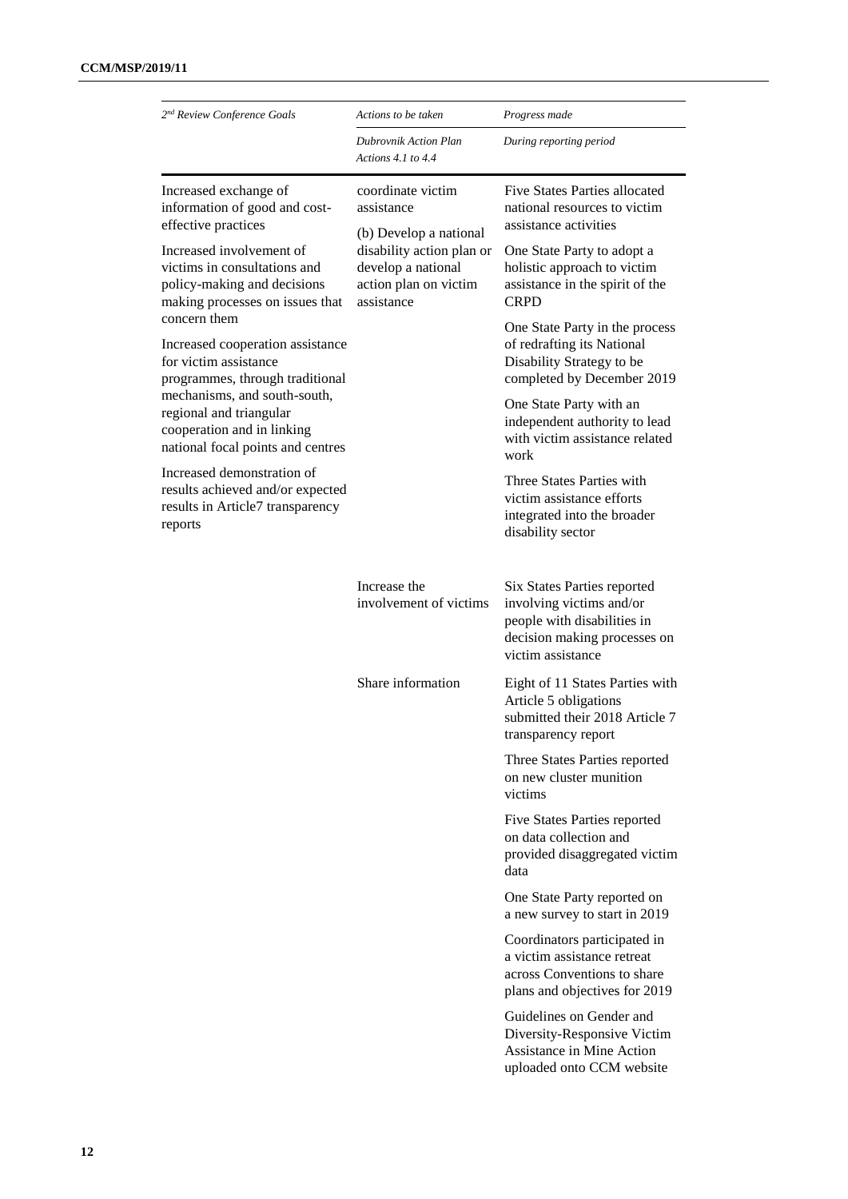| *2nd Review Conference Goals* | *Actions to be taken* | *Progress made* |
|---|---|---|
| | *Dubrovnik Action Plan Actions 4.1 to 4.4* | *During reporting period* |
| Increased exchange of information of good and cost-effective practices<br><br>Increased involvement of victims in consultations and policy-making and decisions making processes on issues that concern them<br><br>Increased cooperation assistance for victim assistance programmes, through traditional mechanisms, and south-south, regional and triangular cooperation and in linking national focal points and centres<br><br>Increased demonstration of results achieved and/or expected results in Article7 transparency reports | coordinate victim assistance<br><br>(b) Develop a national disability action plan or develop a national action plan on victim assistance | Five States Parties allocated national resources to victim assistance activities<br><br>One State Party to adopt a holistic approach to victim assistance in the spirit of the CRPD<br><br>One State Party in the process of redrafting its National Disability Strategy to be completed by December 2019<br><br>One State Party with an independent authority to lead with victim assistance related work<br><br>Three States Parties with victim assistance efforts integrated into the broader disability sector |
| | Increase the involvement of victims | Six States Parties reported involving victims and/or people with disabilities in decision making processes on victim assistance |
| | Share information | Eight of 11 States Parties with Article 5 obligations submitted their 2018 Article 7 transparency report<br><br>Three States Parties reported on new cluster munition victims<br><br>Five States Parties reported on data collection and provided disaggregated victim data<br><br>One State Party reported on a new survey to start in 2019<br><br>Coordinators participated in a victim assistance retreat across Conventions to share plans and objectives for 2019<br><br>Guidelines on Gender and Diversity-Responsive Victim Assistance in Mine Action uploaded onto CCM website |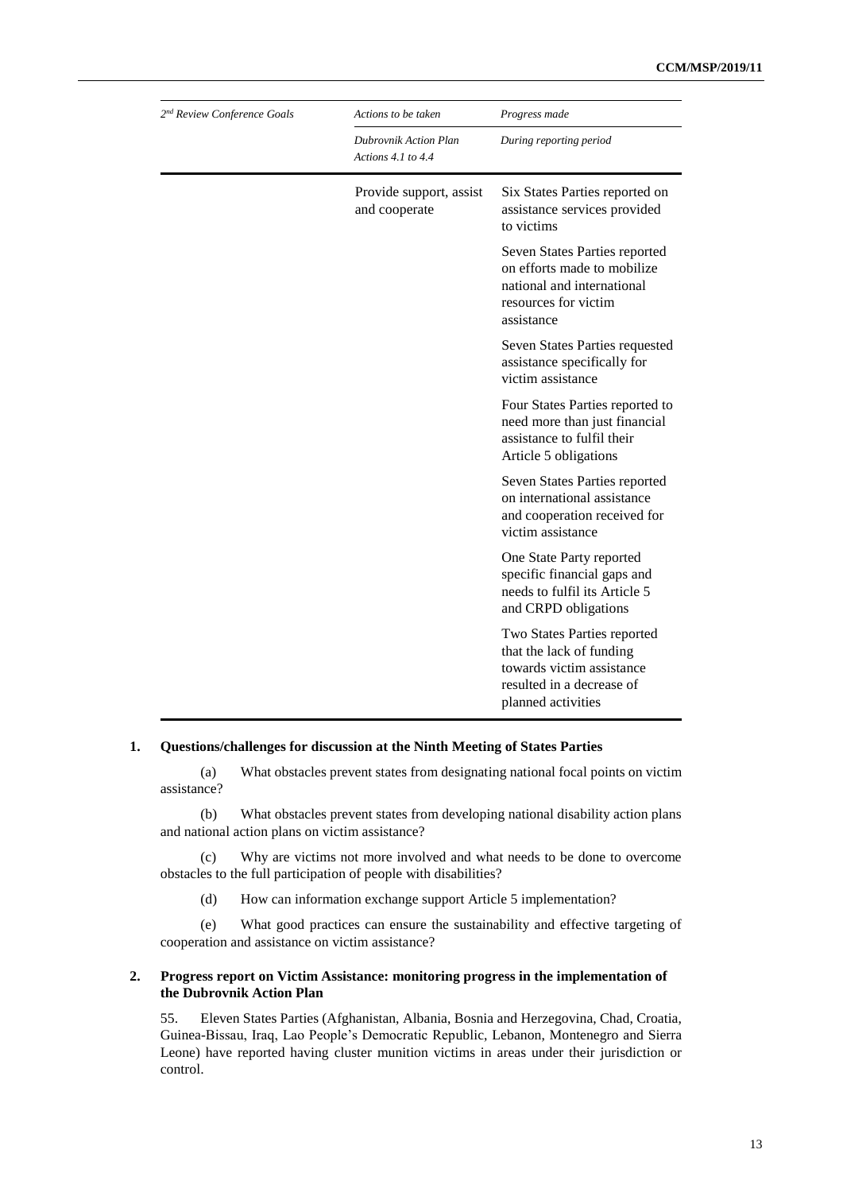| *2nd Review Conference Goals* | *Actions to be taken* | *Progress made* |
|---|---|---|
| | *Dubrovnik Action Plan Actions 4.1 to 4.4* | *During reporting period* |
| | Provide support, assist and cooperate | Six States Parties reported on assistance services provided to victims |
| | | Seven States Parties reported on efforts made to mobilize national and international resources for victim assistance |
| | | Seven States Parties requested assistance specifically for victim assistance |
| | | Four States Parties reported to need more than just financial assistance to fulfil their Article 5 obligations |
| | | Seven States Parties reported on international assistance and cooperation received for victim assistance |
| | | One State Party reported specific financial gaps and needs to fulfil its Article 5 and CRPD obligations |
| | | Two States Parties reported that the lack of funding towards victim assistance resulted in a decrease of planned activities |

## 1. Questions/challenges for discussion at the Ninth Meeting of States Parties

(a) What obstacles prevent states from designating national focal points on victim assistance?

(b) What obstacles prevent states from developing national disability action plans and national action plans on victim assistance?

(c) Why are victims not more involved and what needs to be done to overcome obstacles to the full participation of people with disabilities?

(d) How can information exchange support Article 5 implementation?

(e) What good practices can ensure the sustainability and effective targeting of cooperation and assistance on victim assistance?

## 2. Progress report on Victim Assistance: monitoring progress in the implementation of the Dubrovnik Action Plan

55. Eleven States Parties (Afghanistan, Albania, Bosnia and Herzegovina, Chad, Croatia, Guinea-Bissau, Iraq, Lao People's Democratic Republic, Lebanon, Montenegro and Sierra Leone) have reported having cluster munition victims in areas under their jurisdiction or control.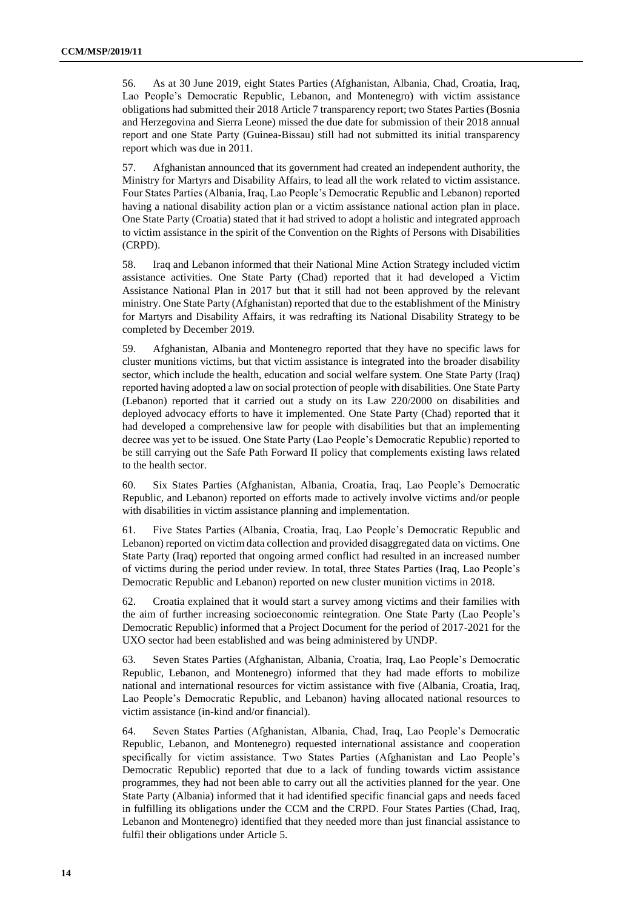56. As at 30 June 2019, eight States Parties (Afghanistan, Albania, Chad, Croatia, Iraq, Lao People's Democratic Republic, Lebanon, and Montenegro) with victim assistance obligations had submitted their 2018 Article 7 transparency report; two States Parties (Bosnia and Herzegovina and Sierra Leone) missed the due date for submission of their 2018 annual report and one State Party (Guinea-Bissau) still had not submitted its initial transparency report which was due in 2011.

57. Afghanistan announced that its government had created an independent authority, the Ministry for Martyrs and Disability Affairs, to lead all the work related to victim assistance. Four States Parties (Albania, Iraq, Lao People's Democratic Republic and Lebanon) reported having a national disability action plan or a victim assistance national action plan in place. One State Party (Croatia) stated that it had strived to adopt a holistic and integrated approach to victim assistance in the spirit of the Convention on the Rights of Persons with Disabilities (CRPD).

58. Iraq and Lebanon informed that their National Mine Action Strategy included victim assistance activities. One State Party (Chad) reported that it had developed a Victim Assistance National Plan in 2017 but that it still had not been approved by the relevant ministry. One State Party (Afghanistan) reported that due to the establishment of the Ministry for Martyrs and Disability Affairs, it was redrafting its National Disability Strategy to be completed by December 2019.

59. Afghanistan, Albania and Montenegro reported that they have no specific laws for cluster munitions victims, but that victim assistance is integrated into the broader disability sector, which include the health, education and social welfare system. One State Party (Iraq) reported having adopted a law on social protection of people with disabilities. One State Party (Lebanon) reported that it carried out a study on its Law 220/2000 on disabilities and deployed advocacy efforts to have it implemented. One State Party (Chad) reported that it had developed a comprehensive law for people with disabilities but that an implementing decree was yet to be issued. One State Party (Lao People's Democratic Republic) reported to be still carrying out the Safe Path Forward II policy that complements existing laws related to the health sector.

60. Six States Parties (Afghanistan, Albania, Croatia, Iraq, Lao People's Democratic Republic, and Lebanon) reported on efforts made to actively involve victims and/or people with disabilities in victim assistance planning and implementation.

61. Five States Parties (Albania, Croatia, Iraq, Lao People's Democratic Republic and Lebanon) reported on victim data collection and provided disaggregated data on victims. One State Party (Iraq) reported that ongoing armed conflict had resulted in an increased number of victims during the period under review. In total, three States Parties (Iraq, Lao People's Democratic Republic and Lebanon) reported on new cluster munition victims in 2018.

62. Croatia explained that it would start a survey among victims and their families with the aim of further increasing socioeconomic reintegration. One State Party (Lao People's Democratic Republic) informed that a Project Document for the period of 2017-2021 for the UXO sector had been established and was being administered by UNDP.

63. Seven States Parties (Afghanistan, Albania, Croatia, Iraq, Lao People's Democratic Republic, Lebanon, and Montenegro) informed that they had made efforts to mobilize national and international resources for victim assistance with five (Albania, Croatia, Iraq, Lao People's Democratic Republic, and Lebanon) having allocated national resources to victim assistance (in-kind and/or financial).

64. Seven States Parties (Afghanistan, Albania, Chad, Iraq, Lao People's Democratic Republic, Lebanon, and Montenegro) requested international assistance and cooperation specifically for victim assistance. Two States Parties (Afghanistan and Lao People's Democratic Republic) reported that due to a lack of funding towards victim assistance programmes, they had not been able to carry out all the activities planned for the year. One State Party (Albania) informed that it had identified specific financial gaps and needs faced in fulfilling its obligations under the CCM and the CRPD. Four States Parties (Chad, Iraq, Lebanon and Montenegro) identified that they needed more than just financial assistance to fulfil their obligations under Article 5.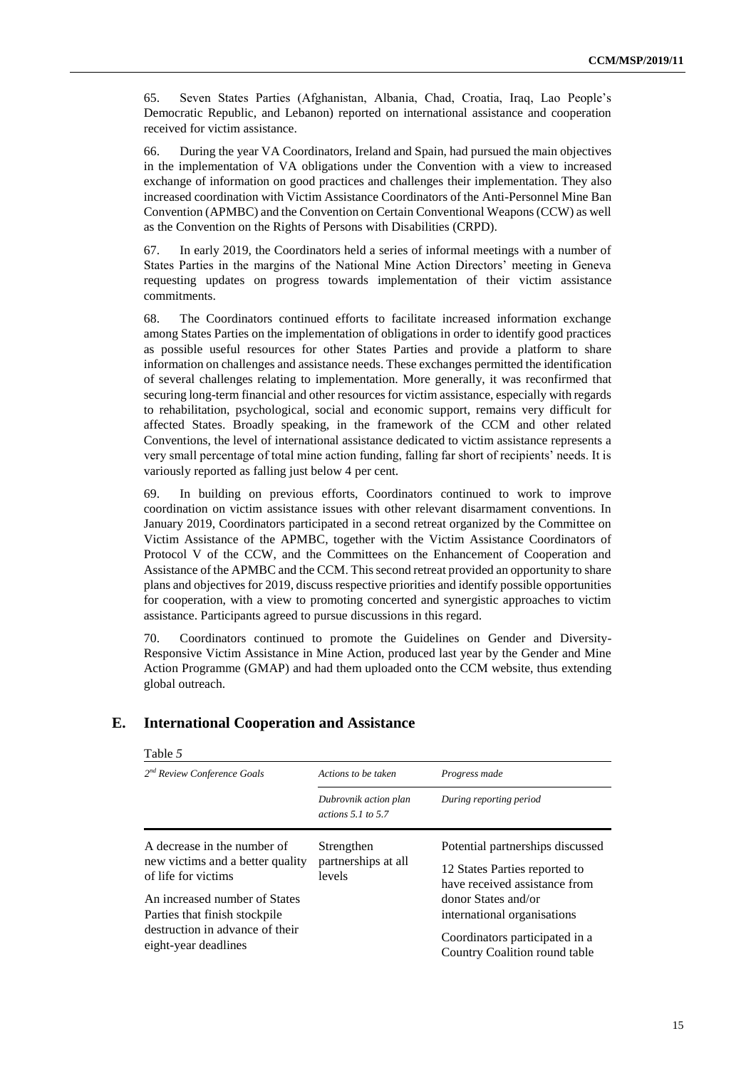65. Seven States Parties (Afghanistan, Albania, Chad, Croatia, Iraq, Lao People's Democratic Republic, and Lebanon) reported on international assistance and cooperation received for victim assistance.

66. During the year VA Coordinators, Ireland and Spain, had pursued the main objectives in the implementation of VA obligations under the Convention with a view to increased exchange of information on good practices and challenges their implementation. They also increased coordination with Victim Assistance Coordinators of the Anti-Personnel Mine Ban Convention (APMBC) and the Convention on Certain Conventional Weapons (CCW) as well as the Convention on the Rights of Persons with Disabilities (CRPD).

67. In early 2019, the Coordinators held a series of informal meetings with a number of States Parties in the margins of the National Mine Action Directors' meeting in Geneva requesting updates on progress towards implementation of their victim assistance commitments.

68. The Coordinators continued efforts to facilitate increased information exchange among States Parties on the implementation of obligations in order to identify good practices as possible useful resources for other States Parties and provide a platform to share information on challenges and assistance needs. These exchanges permitted the identification of several challenges relating to implementation. More generally, it was reconfirmed that securing long-term financial and other resources for victim assistance, especially with regards to rehabilitation, psychological, social and economic support, remains very difficult for affected States. Broadly speaking, in the framework of the CCM and other related Conventions, the level of international assistance dedicated to victim assistance represents a very small percentage of total mine action funding, falling far short of recipients' needs. It is variously reported as falling just below 4 per cent.

69. In building on previous efforts, Coordinators continued to work to improve coordination on victim assistance issues with other relevant disarmament conventions. In January 2019, Coordinators participated in a second retreat organized by the Committee on Victim Assistance of the APMBC, together with the Victim Assistance Coordinators of Protocol V of the CCW, and the Committees on the Enhancement of Cooperation and Assistance of the APMBC and the CCM. This second retreat provided an opportunity to share plans and objectives for 2019, discuss respective priorities and identify possible opportunities for cooperation, with a view to promoting concerted and synergistic approaches to victim assistance. Participants agreed to pursue discussions in this regard.

70. Coordinators continued to promote the Guidelines on Gender and Diversity-Responsive Victim Assistance in Mine Action, produced last year by the Gender and Mine Action Programme (GMAP) and had them uploaded onto the CCM website, thus extending global outreach.

## E. International Cooperation and Assistance

Table 5

| *2nd Review Conference Goals* | *Actions to be taken* | *Progress made* |
|---|---|---|
| | *Dubrovnik action plan actions 5.1 to 5.7* | *During reporting period* |
| A decrease in the number of new victims and a better quality of life for victims<br><br>An increased number of States Parties that finish stockpile destruction in advance of their eight-year deadlines | Strengthen partnerships at all levels | Potential partnerships discussed<br><br>12 States Parties reported to have received assistance from donor States and/or international organisations<br><br>Coordinators participated in a Country Coalition round table |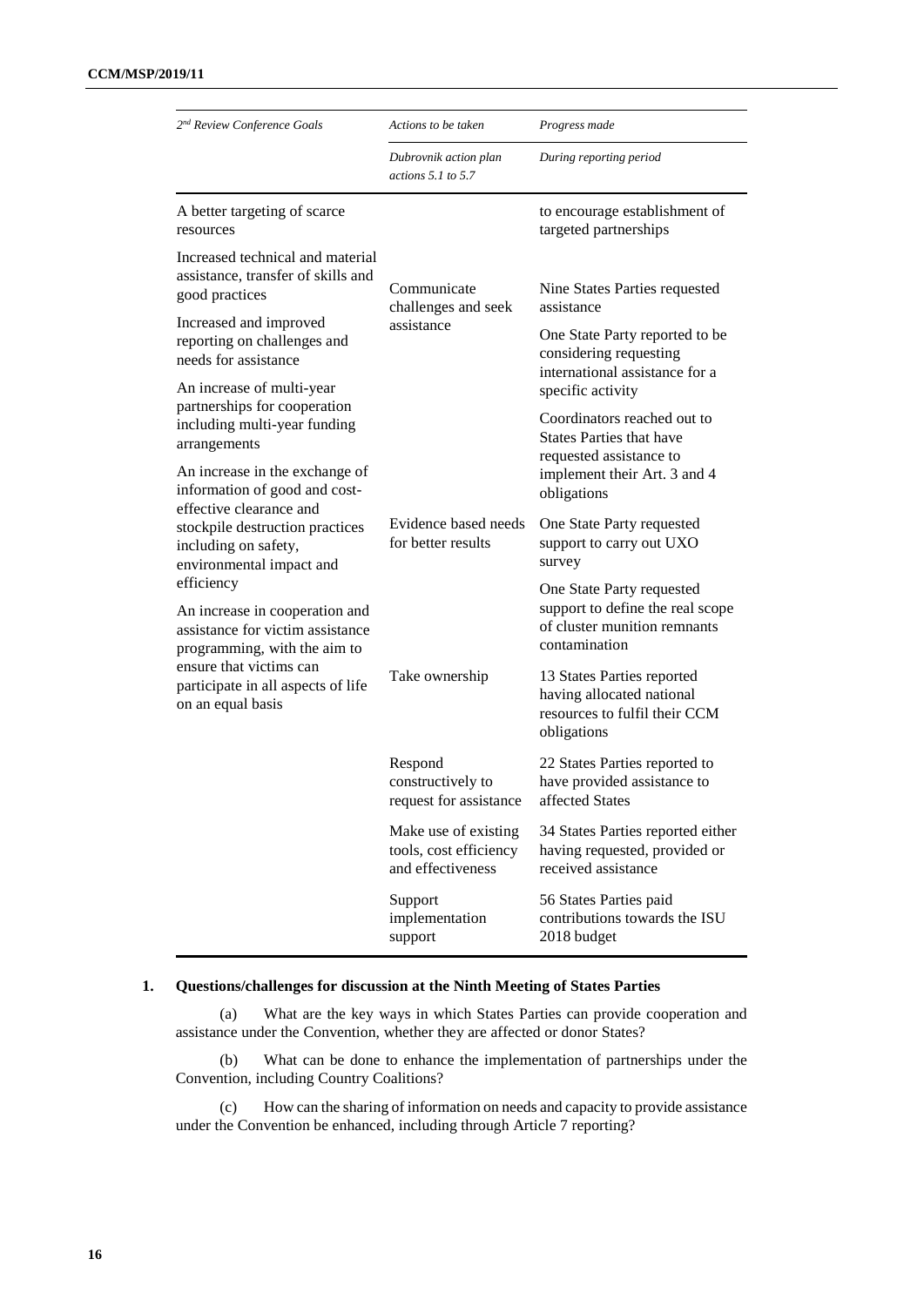| *2nd Review Conference Goals* | *Actions to be taken* | *Progress made* |
| --- | --- | --- |
| | *Dubrovnik action plan actions 5.1 to 5.7* | *During reporting period* |
| A better targeting of scarce resources | | to encourage establishment of targeted partnerships |
| Increased technical and material assistance, transfer of skills and good practices | Communicate challenges and seek assistance | Nine States Parties requested assistance |
| Increased and improved reporting on challenges and needs for assistance | | One State Party reported to be considering requesting international assistance for a specific activity |
| An increase of multi-year partnerships for cooperation including multi-year funding arrangements | | Coordinators reached out to States Parties that have requested assistance to implement their Art. 3 and 4 obligations |
| An increase in the exchange of information of good and cost-effective clearance and stockpile destruction practices including on safety, environmental impact and efficiency | Evidence based needs for better results | One State Party requested support to carry out UXO survey |
| An increase in cooperation and assistance for victim assistance programming, with the aim to ensure that victims can participate in all aspects of life on an equal basis | | One State Party requested support to define the real scope of cluster munition remnants contamination |
| | Take ownership | 13 States Parties reported having allocated national resources to fulfil their CCM obligations |
| | Respond constructively to request for assistance | 22 States Parties reported to have provided assistance to affected States |
| | Make use of existing tools, cost efficiency and effectiveness | 34 States Parties reported either having requested, provided or received assistance |
| | Support implementation support | 56 States Parties paid contributions towards the ISU 2018 budget |

### 1. Questions/challenges for discussion at the Ninth Meeting of States Parties

(a) What are the key ways in which States Parties can provide cooperation and assistance under the Convention, whether they are affected or donor States?

(b) What can be done to enhance the implementation of partnerships under the Convention, including Country Coalitions?

(c) How can the sharing of information on needs and capacity to provide assistance under the Convention be enhanced, including through Article 7 reporting?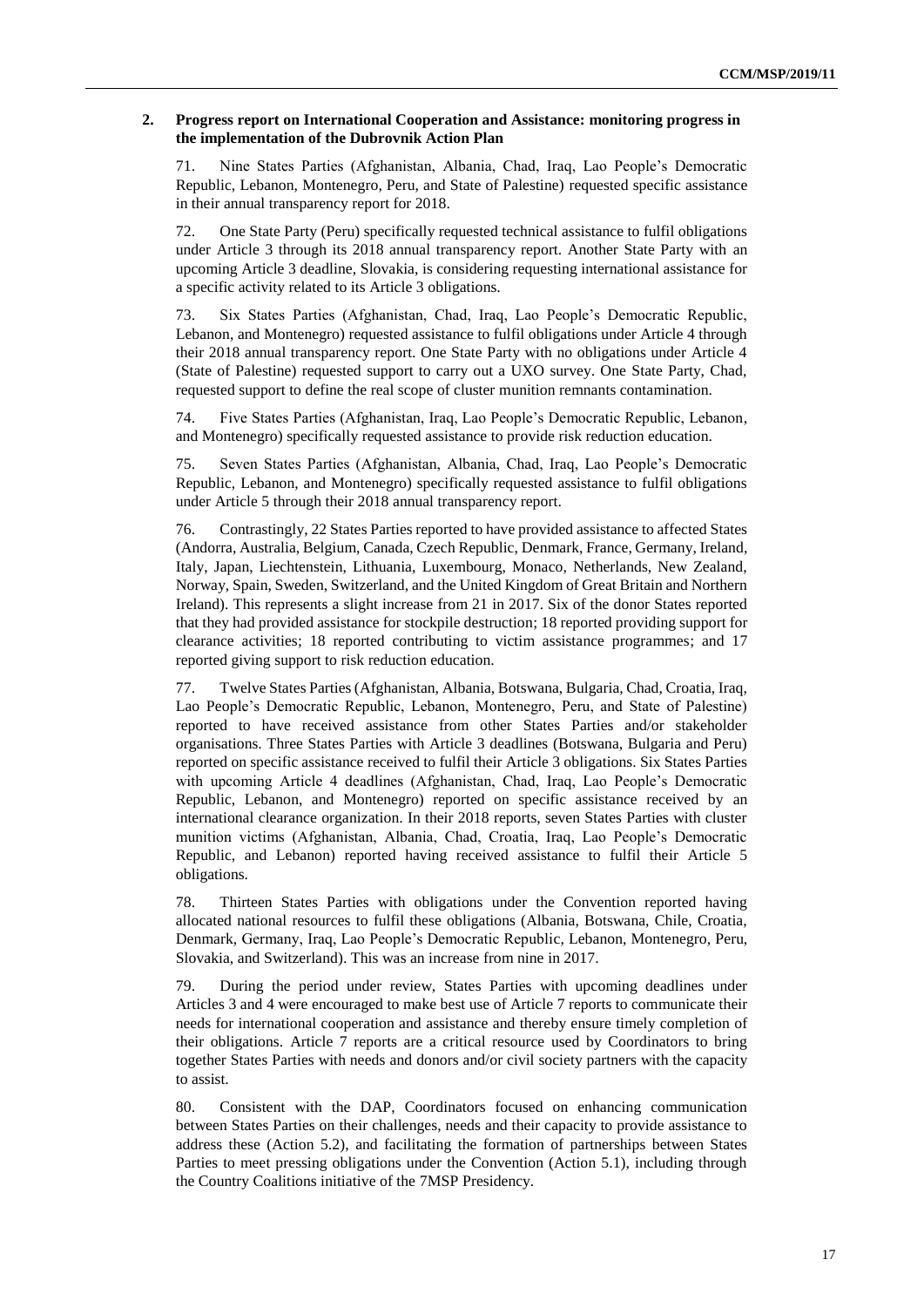## 2. Progress report on International Cooperation and Assistance: monitoring progress in the implementation of the Dubrovnik Action Plan

71. Nine States Parties (Afghanistan, Albania, Chad, Iraq, Lao People's Democratic Republic, Lebanon, Montenegro, Peru, and State of Palestine) requested specific assistance in their annual transparency report for 2018.

72. One State Party (Peru) specifically requested technical assistance to fulfil obligations under Article 3 through its 2018 annual transparency report. Another State Party with an upcoming Article 3 deadline, Slovakia, is considering requesting international assistance for a specific activity related to its Article 3 obligations.

73. Six States Parties (Afghanistan, Chad, Iraq, Lao People's Democratic Republic, Lebanon, and Montenegro) requested assistance to fulfil obligations under Article 4 through their 2018 annual transparency report. One State Party with no obligations under Article 4 (State of Palestine) requested support to carry out a UXO survey. One State Party, Chad, requested support to define the real scope of cluster munition remnants contamination.

74. Five States Parties (Afghanistan, Iraq, Lao People's Democratic Republic, Lebanon, and Montenegro) specifically requested assistance to provide risk reduction education.

75. Seven States Parties (Afghanistan, Albania, Chad, Iraq, Lao People's Democratic Republic, Lebanon, and Montenegro) specifically requested assistance to fulfil obligations under Article 5 through their 2018 annual transparency report.

76. Contrastingly, 22 States Parties reported to have provided assistance to affected States (Andorra, Australia, Belgium, Canada, Czech Republic, Denmark, France, Germany, Ireland, Italy, Japan, Liechtenstein, Lithuania, Luxembourg, Monaco, Netherlands, New Zealand, Norway, Spain, Sweden, Switzerland, and the United Kingdom of Great Britain and Northern Ireland). This represents a slight increase from 21 in 2017. Six of the donor States reported that they had provided assistance for stockpile destruction; 18 reported providing support for clearance activities; 18 reported contributing to victim assistance programmes; and 17 reported giving support to risk reduction education.

77. Twelve States Parties (Afghanistan, Albania, Botswana, Bulgaria, Chad, Croatia, Iraq, Lao People's Democratic Republic, Lebanon, Montenegro, Peru, and State of Palestine) reported to have received assistance from other States Parties and/or stakeholder organisations. Three States Parties with Article 3 deadlines (Botswana, Bulgaria and Peru) reported on specific assistance received to fulfil their Article 3 obligations. Six States Parties with upcoming Article 4 deadlines (Afghanistan, Chad, Iraq, Lao People's Democratic Republic, Lebanon, and Montenegro) reported on specific assistance received by an international clearance organization. In their 2018 reports, seven States Parties with cluster munition victims (Afghanistan, Albania, Chad, Croatia, Iraq, Lao People's Democratic Republic, and Lebanon) reported having received assistance to fulfil their Article 5 obligations.

78. Thirteen States Parties with obligations under the Convention reported having allocated national resources to fulfil these obligations (Albania, Botswana, Chile, Croatia, Denmark, Germany, Iraq, Lao People's Democratic Republic, Lebanon, Montenegro, Peru, Slovakia, and Switzerland). This was an increase from nine in 2017.

79. During the period under review, States Parties with upcoming deadlines under Articles 3 and 4 were encouraged to make best use of Article 7 reports to communicate their needs for international cooperation and assistance and thereby ensure timely completion of their obligations. Article 7 reports are a critical resource used by Coordinators to bring together States Parties with needs and donors and/or civil society partners with the capacity to assist.

80. Consistent with the DAP, Coordinators focused on enhancing communication between States Parties on their challenges, needs and their capacity to provide assistance to address these (Action 5.2), and facilitating the formation of partnerships between States Parties to meet pressing obligations under the Convention (Action 5.1), including through the Country Coalitions initiative of the 7MSP Presidency.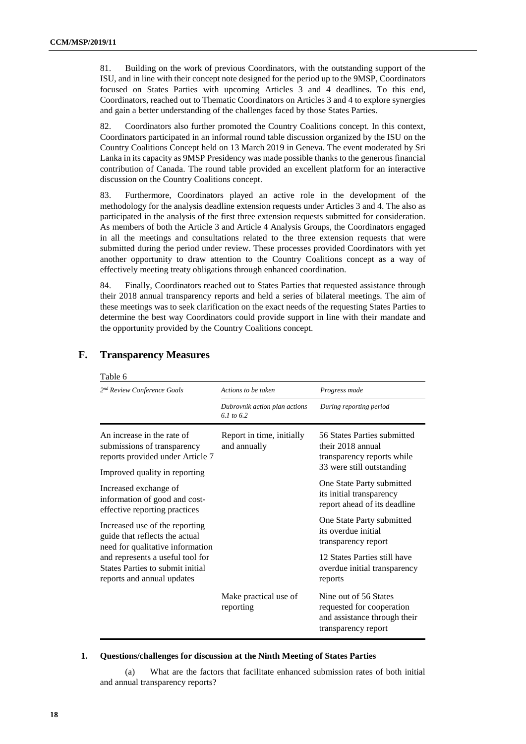81. Building on the work of previous Coordinators, with the outstanding support of the ISU, and in line with their concept note designed for the period up to the 9MSP, Coordinators focused on States Parties with upcoming Articles 3 and 4 deadlines. To this end, Coordinators, reached out to Thematic Coordinators on Articles 3 and 4 to explore synergies and gain a better understanding of the challenges faced by those States Parties.

82. Coordinators also further promoted the Country Coalitions concept. In this context, Coordinators participated in an informal round table discussion organized by the ISU on the Country Coalitions Concept held on 13 March 2019 in Geneva. The event moderated by Sri Lanka in its capacity as 9MSP Presidency was made possible thanks to the generous financial contribution of Canada. The round table provided an excellent platform for an interactive discussion on the Country Coalitions concept.

83. Furthermore, Coordinators played an active role in the development of the methodology for the analysis deadline extension requests under Articles 3 and 4. The also as participated in the analysis of the first three extension requests submitted for consideration. As members of both the Article 3 and Article 4 Analysis Groups, the Coordinators engaged in all the meetings and consultations related to the three extension requests that were submitted during the period under review. These processes provided Coordinators with yet another opportunity to draw attention to the Country Coalitions concept as a way of effectively meeting treaty obligations through enhanced coordination.

84. Finally, Coordinators reached out to States Parties that requested assistance through their 2018 annual transparency reports and held a series of bilateral meetings. The aim of these meetings was to seek clarification on the exact needs of the requesting States Parties to determine the best way Coordinators could provide support in line with their mandate and the opportunity provided by the Country Coalitions concept.

## F. Transparency Measures

Table 6

| *2nd Review Conference Goals* | *Actions to be taken* | *Progress made* |
|---|---|---|
| | *Dubrovnik action plan actions 6.1 to 6.2* | *During reporting period* |
| An increase in the rate of submissions of transparency reports provided under Article 7<br><br>Improved quality in reporting<br><br>Increased exchange of information of good and cost-effective reporting practices<br><br>Increased use of the reporting guide that reflects the actual need for qualitative information and represents a useful tool for States Parties to submit initial reports and annual updates | Report in time, initially and annually | 56 States Parties submitted their 2018 annual transparency reports while 33 were still outstanding<br><br>One State Party submitted its initial transparency report ahead of its deadline<br><br>One State Party submitted its overdue initial transparency report<br><br>12 States Parties still have overdue initial transparency reports |
| | Make practical use of reporting | Nine out of 56 States requested for cooperation and assistance through their transparency report |

### 1. Questions/challenges for discussion at the Ninth Meeting of States Parties

(a) What are the factors that facilitate enhanced submission rates of both initial and annual transparency reports?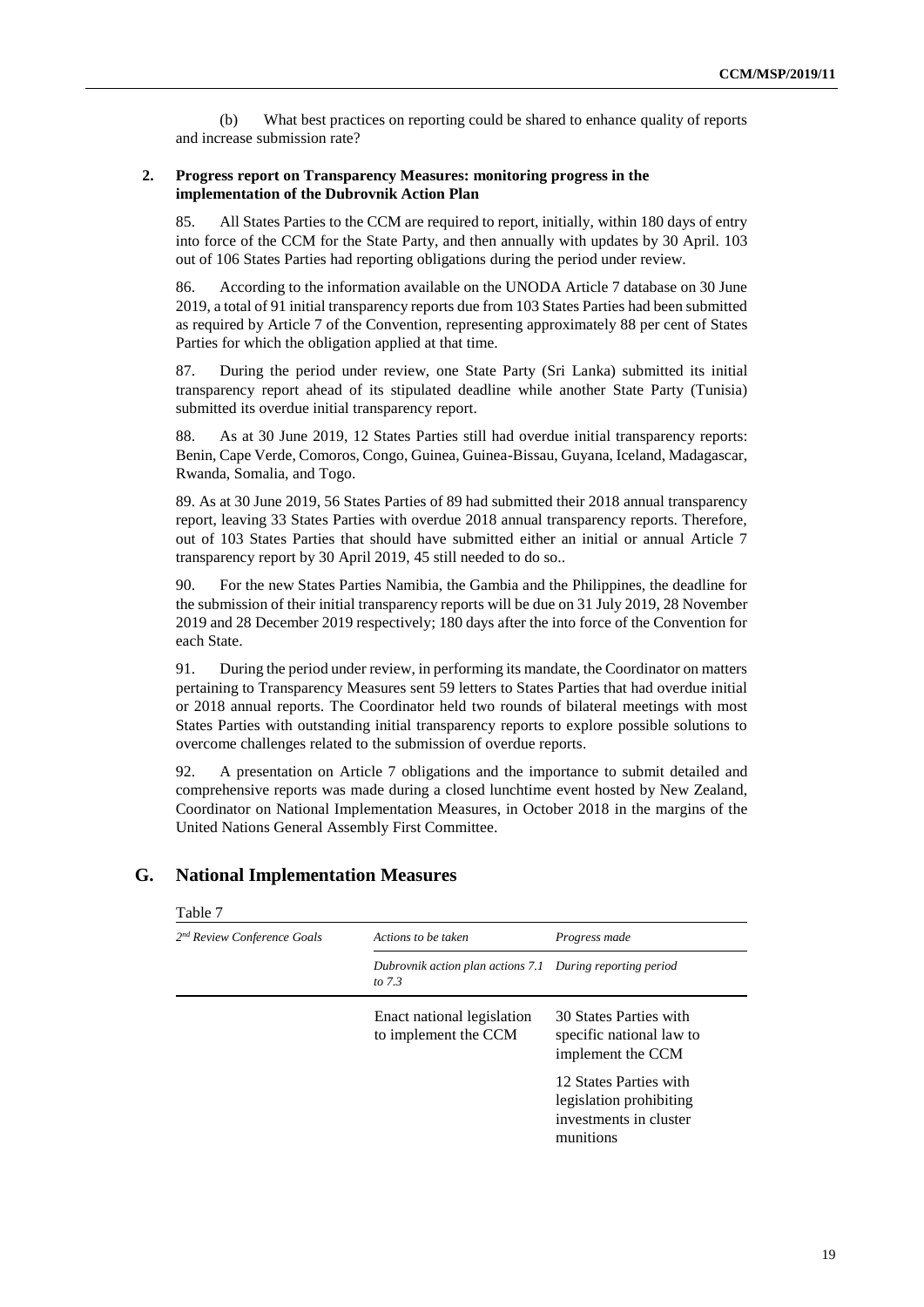(b) What best practices on reporting could be shared to enhance quality of reports and increase submission rate?

### 2. Progress report on Transparency Measures: monitoring progress in the implementation of the Dubrovnik Action Plan

85. All States Parties to the CCM are required to report, initially, within 180 days of entry into force of the CCM for the State Party, and then annually with updates by 30 April. 103 out of 106 States Parties had reporting obligations during the period under review.

86. According to the information available on the UNODA Article 7 database on 30 June 2019, a total of 91 initial transparency reports due from 103 States Parties had been submitted as required by Article 7 of the Convention, representing approximately 88 per cent of States Parties for which the obligation applied at that time.

87. During the period under review, one State Party (Sri Lanka) submitted its initial transparency report ahead of its stipulated deadline while another State Party (Tunisia) submitted its overdue initial transparency report.

88. As at 30 June 2019, 12 States Parties still had overdue initial transparency reports: Benin, Cape Verde, Comoros, Congo, Guinea, Guinea-Bissau, Guyana, Iceland, Madagascar, Rwanda, Somalia, and Togo.

89. As at 30 June 2019, 56 States Parties of 89 had submitted their 2018 annual transparency report, leaving 33 States Parties with overdue 2018 annual transparency reports. Therefore, out of 103 States Parties that should have submitted either an initial or annual Article 7 transparency report by 30 April 2019, 45 still needed to do so..

90. For the new States Parties Namibia, the Gambia and the Philippines, the deadline for the submission of their initial transparency reports will be due on 31 July 2019, 28 November 2019 and 28 December 2019 respectively; 180 days after the into force of the Convention for each State.

91. During the period under review, in performing its mandate, the Coordinator on matters pertaining to Transparency Measures sent 59 letters to States Parties that had overdue initial or 2018 annual reports. The Coordinator held two rounds of bilateral meetings with most States Parties with outstanding initial transparency reports to explore possible solutions to overcome challenges related to the submission of overdue reports.

92. A presentation on Article 7 obligations and the importance to submit detailed and comprehensive reports was made during a closed lunchtime event hosted by New Zealand, Coordinator on National Implementation Measures, in October 2018 in the margins of the United Nations General Assembly First Committee.

## G. National Implementation Measures

Table 7

| *2nd Review Conference Goals* | *Actions to be taken* | *Progress made* |
|---|---|---|
| | *Dubrovnik action plan actions 7.1 to 7.3* | *During reporting period* |
| | Enact national legislation to implement the CCM | 30 States Parties with specific national law to implement the CCM |
| | | 12 States Parties with legislation prohibiting investments in cluster munitions |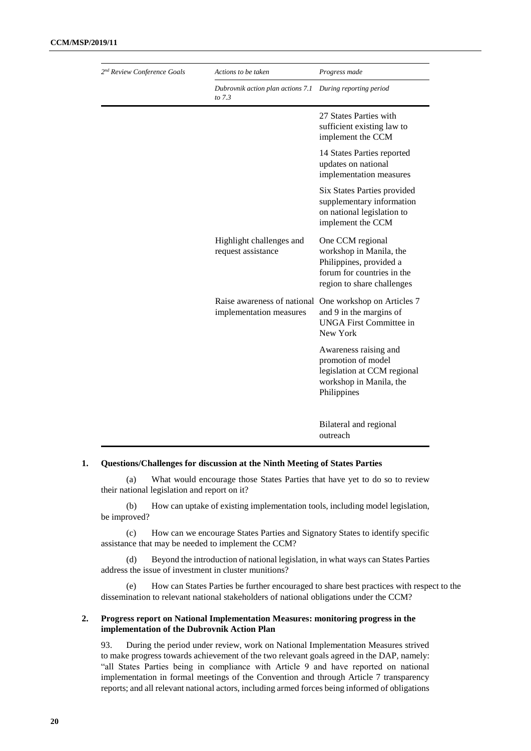| *2nd Review Conference Goals* | *Actions to be taken* | *Progress made* |
|---|---|---|
| | *Dubrovnik action plan actions 7.1 to 7.3* | *During reporting period* |
| | | 27 States Parties with sufficient existing law to implement the CCM |
| | | 14 States Parties reported updates on national implementation measures |
| | | Six States Parties provided supplementary information on national legislation to implement the CCM |
| | Highlight challenges and request assistance | One CCM regional workshop in Manila, the Philippines, provided a forum for countries in the region to share challenges |
| | Raise awareness of national implementation measures | One workshop on Articles 7 and 9 in the margins of UNGA First Committee in New York |
| | | Awareness raising and promotion of model legislation at CCM regional workshop in Manila, the Philippines |
| | | Bilateral and regional outreach |

## 1. Questions/Challenges for discussion at the Ninth Meeting of States Parties

(a) What would encourage those States Parties that have yet to do so to review their national legislation and report on it?

(b) How can uptake of existing implementation tools, including model legislation, be improved?

(c) How can we encourage States Parties and Signatory States to identify specific assistance that may be needed to implement the CCM?

(d) Beyond the introduction of national legislation, in what ways can States Parties address the issue of investment in cluster munitions?

(e) How can States Parties be further encouraged to share best practices with respect to the dissemination to relevant national stakeholders of national obligations under the CCM?

## 2. Progress report on National Implementation Measures: monitoring progress in the implementation of the Dubrovnik Action Plan

93. During the period under review, work on National Implementation Measures strived to make progress towards achievement of the two relevant goals agreed in the DAP, namely: "all States Parties being in compliance with Article 9 and have reported on national implementation in formal meetings of the Convention and through Article 7 transparency reports; and all relevant national actors, including armed forces being informed of obligations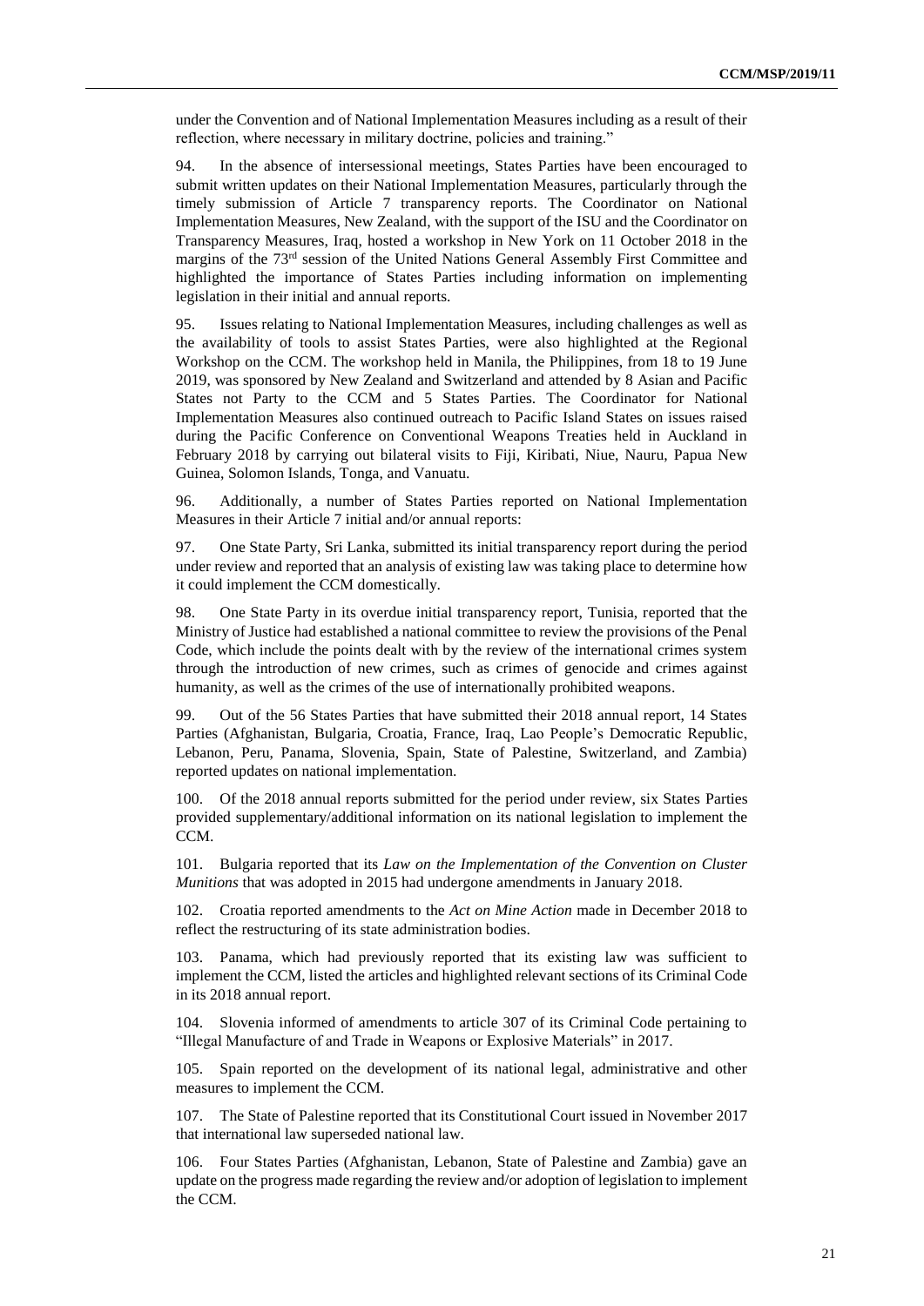under the Convention and of National Implementation Measures including as a result of their reflection, where necessary in military doctrine, policies and training."

94. In the absence of intersessional meetings, States Parties have been encouraged to submit written updates on their National Implementation Measures, particularly through the timely submission of Article 7 transparency reports. The Coordinator on National Implementation Measures, New Zealand, with the support of the ISU and the Coordinator on Transparency Measures, Iraq, hosted a workshop in New York on 11 October 2018 in the margins of the 73rd session of the United Nations General Assembly First Committee and highlighted the importance of States Parties including information on implementing legislation in their initial and annual reports.

95. Issues relating to National Implementation Measures, including challenges as well as the availability of tools to assist States Parties, were also highlighted at the Regional Workshop on the CCM. The workshop held in Manila, the Philippines, from 18 to 19 June 2019, was sponsored by New Zealand and Switzerland and attended by 8 Asian and Pacific States not Party to the CCM and 5 States Parties. The Coordinator for National Implementation Measures also continued outreach to Pacific Island States on issues raised during the Pacific Conference on Conventional Weapons Treaties held in Auckland in February 2018 by carrying out bilateral visits to Fiji, Kiribati, Niue, Nauru, Papua New Guinea, Solomon Islands, Tonga, and Vanuatu.

96. Additionally, a number of States Parties reported on National Implementation Measures in their Article 7 initial and/or annual reports:

97. One State Party, Sri Lanka, submitted its initial transparency report during the period under review and reported that an analysis of existing law was taking place to determine how it could implement the CCM domestically.

98. One State Party in its overdue initial transparency report, Tunisia, reported that the Ministry of Justice had established a national committee to review the provisions of the Penal Code, which include the points dealt with by the review of the international crimes system through the introduction of new crimes, such as crimes of genocide and crimes against humanity, as well as the crimes of the use of internationally prohibited weapons.

99. Out of the 56 States Parties that have submitted their 2018 annual report, 14 States Parties (Afghanistan, Bulgaria, Croatia, France, Iraq, Lao People's Democratic Republic, Lebanon, Peru, Panama, Slovenia, Spain, State of Palestine, Switzerland, and Zambia) reported updates on national implementation.

100. Of the 2018 annual reports submitted for the period under review, six States Parties provided supplementary/additional information on its national legislation to implement the CCM.

101. Bulgaria reported that its *Law on the Implementation of the Convention on Cluster Munitions* that was adopted in 2015 had undergone amendments in January 2018.

102. Croatia reported amendments to the *Act on Mine Action* made in December 2018 to reflect the restructuring of its state administration bodies.

103. Panama, which had previously reported that its existing law was sufficient to implement the CCM, listed the articles and highlighted relevant sections of its Criminal Code in its 2018 annual report.

104. Slovenia informed of amendments to article 307 of its Criminal Code pertaining to "Illegal Manufacture of and Trade in Weapons or Explosive Materials" in 2017.

105. Spain reported on the development of its national legal, administrative and other measures to implement the CCM.

107. The State of Palestine reported that its Constitutional Court issued in November 2017 that international law superseded national law.

106. Four States Parties (Afghanistan, Lebanon, State of Palestine and Zambia) gave an update on the progress made regarding the review and/or adoption of legislation to implement the CCM.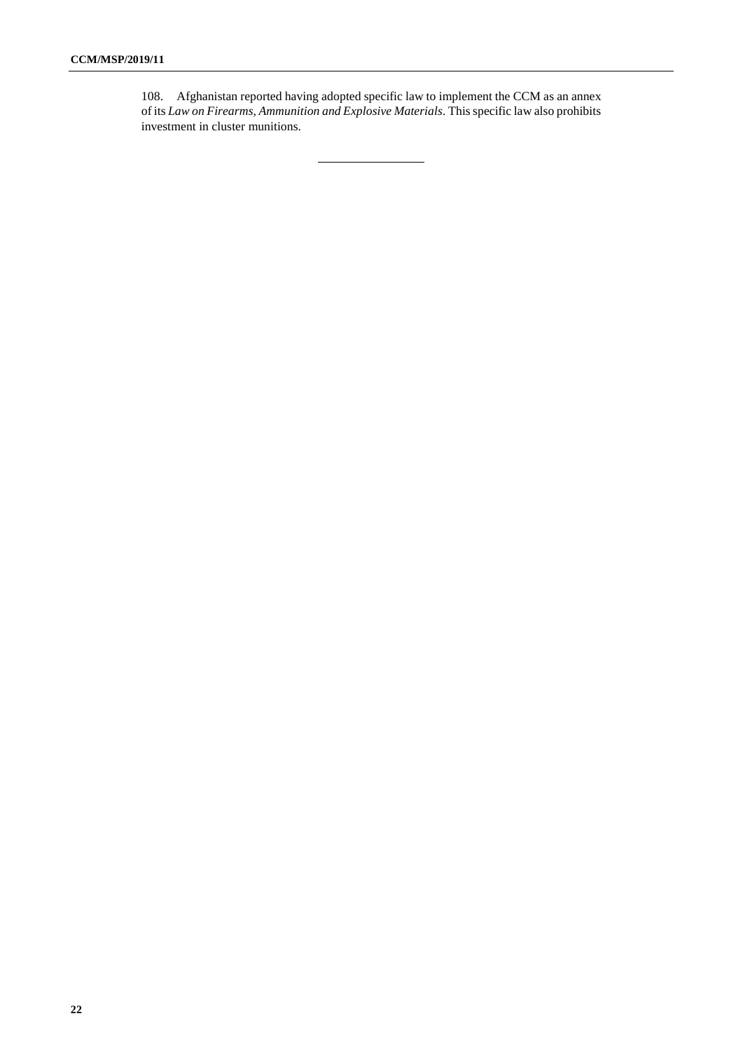108. Afghanistan reported having adopted specific law to implement the CCM as an annex of its *Law on Firearms, Ammunition and Explosive Materials*. This specific law also prohibits investment in cluster munitions.